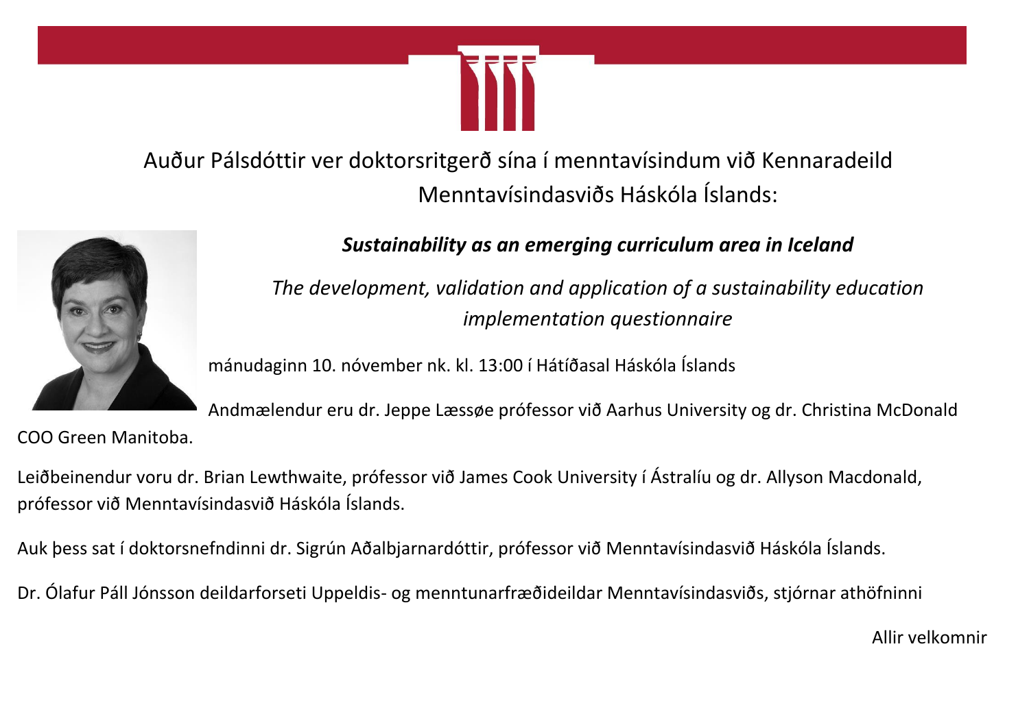Auður Pálsdóttir ver doktorsritgerð sína í menntavísindum við Kennaradeild Menntavísindasviðs Háskóla Íslands:

***Sustainability as an emerging curriculum area in Iceland***

*The development, validation and application of a sustainability education implementation questionnaire*

mánudaginn 10. nóvember nk. kl. 13:00 í Hátíðasal Háskóla Íslands

Andmælendur eru dr. Jeppe Læssøe prófessor við Aarhus University og dr. Christina McDonald COO Green Manitoba.

Leiðbeinendur voru dr. Brian Lewthwaite, prófessor við James Cook University í Ástralíu og dr. Allyson Macdonald, prófessor við Menntavísindasvið Háskóla Íslands.

Auk þess sat í doktorsnefndinni dr. Sigrún Aðalbjarnardóttir, prófessor við Menntavísindasvið Háskóla Íslands.

Dr. Ólafur Páll Jónsson deildarforseti Uppeldis- og menntunarfræðideildar Menntavísindasviðs, stjórnar athöfninni

Allir velkomnir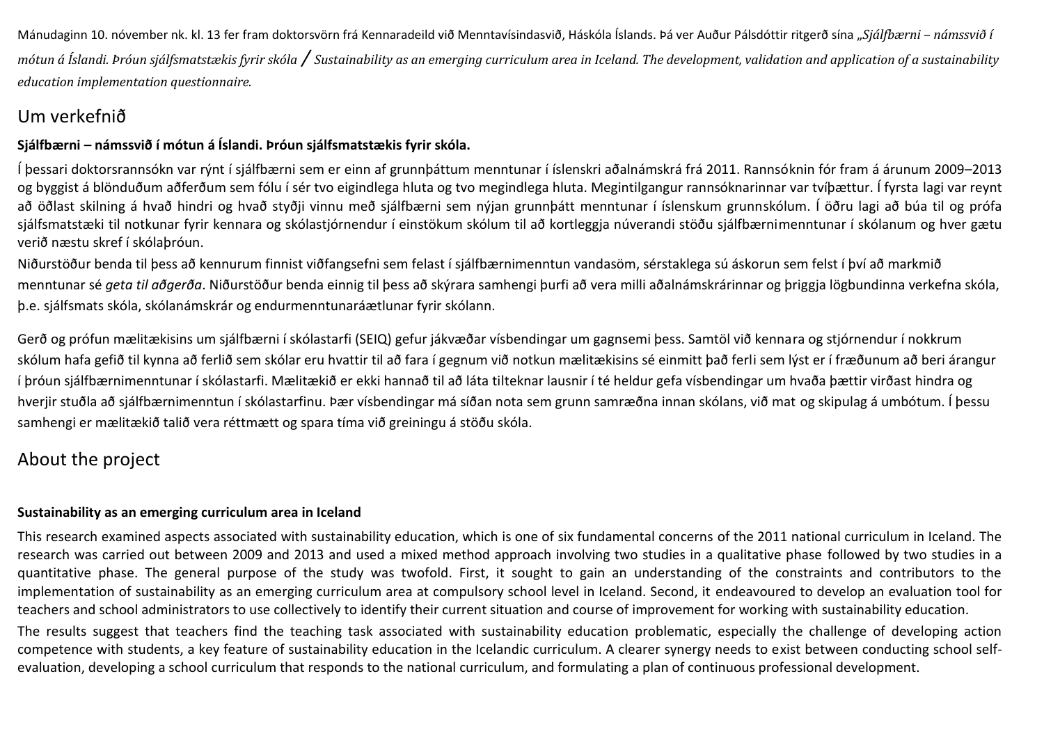Mánudaginn 10. nóvember nk. kl. 13 fer fram doktorsvörn frá Kennaradeild við Menntavísindasvið, Háskóla Íslands. Þá ver Auður Pálsdóttir ritgerð sína *„Sjálfbærni – námssvið í mótun á Íslandi. Þróun sjálfsmatstækis fyrir skóla / Sustainability as an emerging curriculum area in Iceland. The development, validation and application of a sustainability education implementation questionnaire.*

## Um verkefnið

**Sjálfbærni – námssvið í mótun á Íslandi. Þróun sjálfsmatstækis fyrir skóla.**

Í þessari doktorsrannsókn var rýnt í sjálfbærni sem er einn af grunnþáttum menntunar í íslenskri aðalnámskrá frá 2011. Rannsóknin fór fram á árunum 2009–2013 og byggist á blönduðum aðferðum sem fólu í sér tvo eigindlega hluta og tvo megindlega hluta. Megintilgangur rannsóknarinnar var tvíþættur. Í fyrsta lagi var reynt að öðlast skilning á hvað hindri og hvað styðji vinnu með sjálfbærni sem nýjan grunnþátt menntunar í íslenskum grunnskólum. Í öðru lagi að búa til og prófa sjálfsmatstæki til notkunar fyrir kennara og skólastjórnendur í einstökum skólum til að kortleggja núverandi stöðu sjálfbærnimenntunar í skólanum og hver gætu verið næstu skref í skólaþróun.

Niðurstöður benda til þess að kennurum finnist viðfangsefni sem felast í sjálfbærnimenntun vandasöm, sérstaklega sú áskorun sem felst í því að markmið menntunar sé *geta til aðgerða*. Niðurstöður benda einnig til þess að skýrara samhengi þurfi að vera milli aðalnámskrárinnar og þriggja lögbundinna verkefna skóla, þ.e. sjálfsmats skóla, skólanámskrár og endurmenntunaráætlunar fyrir skólann.

Gerð og prófun mælitækisins um sjálfbærni í skólastarfi (SEIQ) gefur jákvæðar vísbendingar um gagnsemi þess. Samtöl við kennara og stjórnendur í nokkrum skólum hafa gefið til kynna að ferlið sem skólar eru hvattir til að fara í gegnum við notkun mælitækisins sé einmitt það ferli sem lýst er í fræðunum að beri árangur í þróun sjálfbærnimenntunar í skólastarfi. Mælitækið er ekki hannað til að láta tilteknar lausnir í té heldur gefa vísbendingar um hvaða þættir virðast hindra og hverjir stuðla að sjálfbærnimenntun í skólastarfinu. Þær vísbendingar má síðan nota sem grunn samræðna innan skólans, við mat og skipulag á umbótum. Í þessu samhengi er mælitækið talið vera réttmætt og spara tíma við greiningu á stöðu skóla.

## About the project

**Sustainability as an emerging curriculum area in Iceland**

This research examined aspects associated with sustainability education, which is one of six fundamental concerns of the 2011 national curriculum in Iceland. The research was carried out between 2009 and 2013 and used a mixed method approach involving two studies in a qualitative phase followed by two studies in a quantitative phase. The general purpose of the study was twofold. First, it sought to gain an understanding of the constraints and contributors to the implementation of sustainability as an emerging curriculum area at compulsory school level in Iceland. Second, it endeavoured to develop an evaluation tool for teachers and school administrators to use collectively to identify their current situation and course of improvement for working with sustainability education.

The results suggest that teachers find the teaching task associated with sustainability education problematic, especially the challenge of developing action competence with students, a key feature of sustainability education in the Icelandic curriculum. A clearer synergy needs to exist between conducting school self-evaluation, developing a school curriculum that responds to the national curriculum, and formulating a plan of continuous professional development.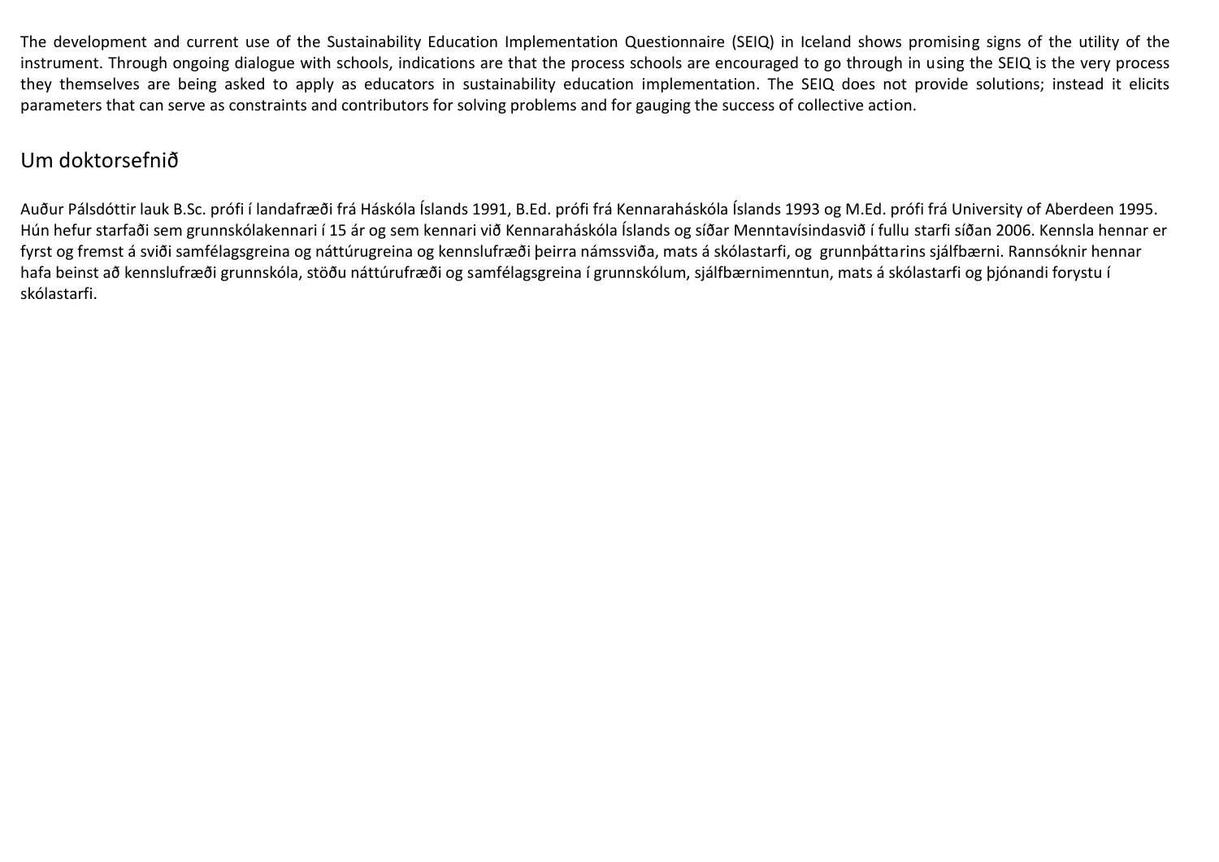The development and current use of the Sustainability Education Implementation Questionnaire (SEIQ) in Iceland shows promising signs of the utility of the instrument. Through ongoing dialogue with schools, indications are that the process schools are encouraged to go through in using the SEIQ is the very process they themselves are being asked to apply as educators in sustainability education implementation. The SEIQ does not provide solutions; instead it elicits parameters that can serve as constraints and contributors for solving problems and for gauging the success of collective action.

## Um doktorsefnið

Auður Pálsdóttir lauk B.Sc. prófi í landafræði frá Háskóla Íslands 1991, B.Ed. prófi frá Kennaraháskóla Íslands 1993 og M.Ed. prófi frá University of Aberdeen 1995. Hún hefur starfaði sem grunnskólakennari í 15 ár og sem kennari við Kennaraháskóla Íslands og síðar Menntavísindasvið í fullu starfi síðan 2006. Kennsla hennar er fyrst og fremst á sviði samfélagsgreina og náttúrugreina og kennslufræði þeirra námssviða, mats á skólastarfi, og grunnþáttarins sjálfbærni. Rannsóknir hennar hafa beinst að kennslufræði grunnskóla, stöðu náttúrufræði og samfélagsgreina í grunnskólum, sjálfbærnimenntun, mats á skólastarfi og þjónandi forystu í skólastarfi.